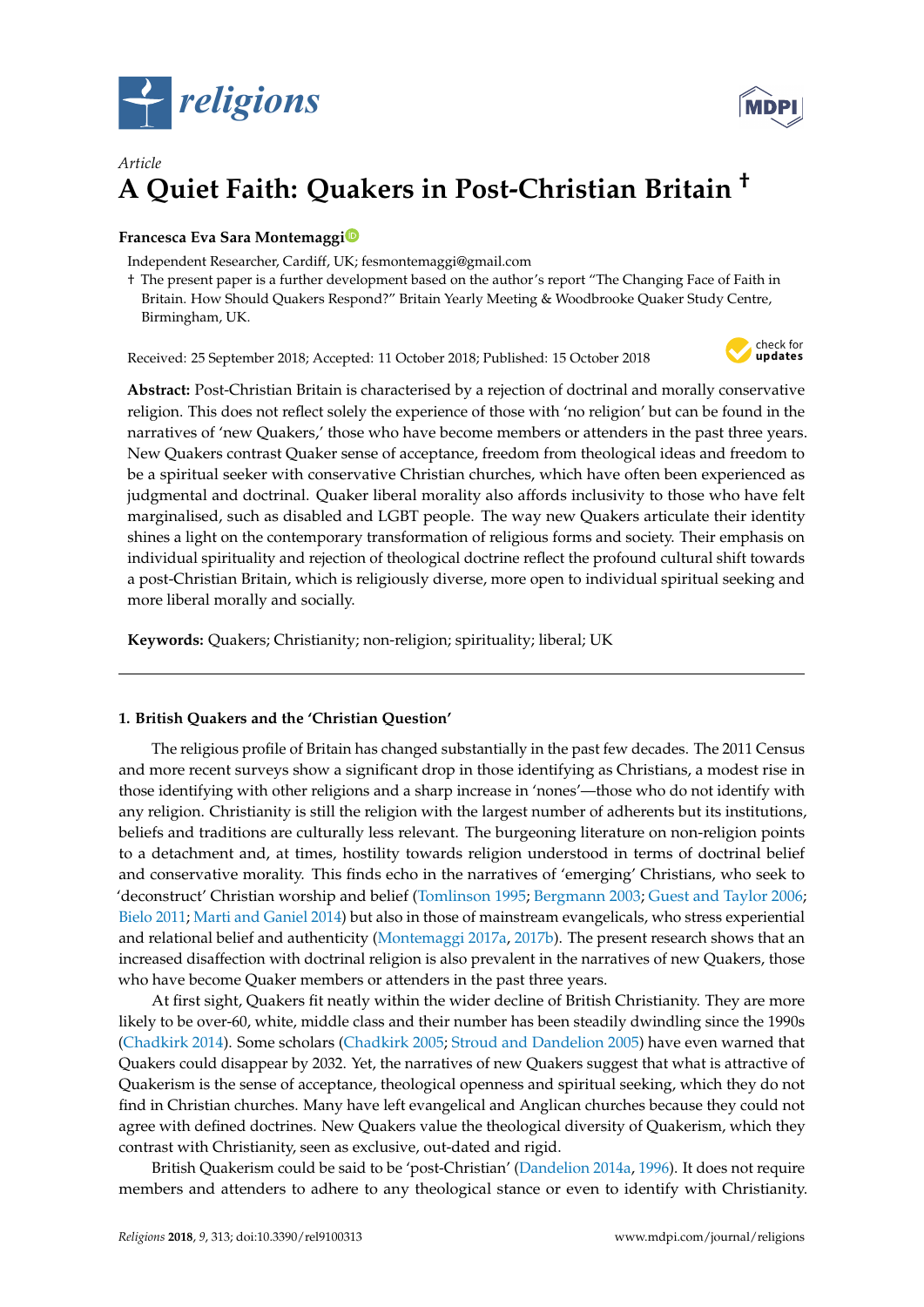*Article*

# A Quiet Faith: Quakers in Post-Christian Britain †

**Francesca Eva Sara Montemaggi**

Independent Researcher, Cardiff, UK; fesmontemaggi@gmail.com

† The present paper is a further development based on the author's report "The Changing Face of Faith in Britain. How Should Quakers Respond?" Britain Yearly Meeting & Woodbrooke Quaker Study Centre, Birmingham, UK.

Received: 25 September 2018; Accepted: 11 October 2018; Published: 15 October 2018

**Abstract:** Post-Christian Britain is characterised by a rejection of doctrinal and morally conservative religion. This does not reflect solely the experience of those with 'no religion' but can be found in the narratives of 'new Quakers,' those who have become members or attenders in the past three years. New Quakers contrast Quaker sense of acceptance, freedom from theological ideas and freedom to be a spiritual seeker with conservative Christian churches, which have often been experienced as judgmental and doctrinal. Quaker liberal morality also affords inclusivity to those who have felt marginalised, such as disabled and LGBT people. The way new Quakers articulate their identity shines a light on the contemporary transformation of religious forms and society. Their emphasis on individual spirituality and rejection of theological doctrine reflect the profound cultural shift towards a post-Christian Britain, which is religiously diverse, more open to individual spiritual seeking and more liberal morally and socially.

**Keywords:** Quakers; Christianity; non-religion; spirituality; liberal; UK

## 1. British Quakers and the 'Christian Question'

The religious profile of Britain has changed substantially in the past few decades. The 2011 Census and more recent surveys show a significant drop in those identifying as Christians, a modest rise in those identifying with other religions and a sharp increase in 'nones'—those who do not identify with any religion. Christianity is still the religion with the largest number of adherents but its institutions, beliefs and traditions are culturally less relevant. The burgeoning literature on non-religion points to a detachment and, at times, hostility towards religion understood in terms of doctrinal belief and conservative morality. This finds echo in the narratives of 'emerging' Christians, who seek to 'deconstruct' Christian worship and belief (Tomlinson 1995; Bergmann 2003; Guest and Taylor 2006; Bielo 2011; Marti and Ganiel 2014) but also in those of mainstream evangelicals, who stress experiential and relational belief and authenticity (Montemaggi 2017a, 2017b). The present research shows that an increased disaffection with doctrinal religion is also prevalent in the narratives of new Quakers, those who have become Quaker members or attenders in the past three years.

At first sight, Quakers fit neatly within the wider decline of British Christianity. They are more likely to be over-60, white, middle class and their number has been steadily dwindling since the 1990s (Chadkirk 2014). Some scholars (Chadkirk 2005; Stroud and Dandelion 2005) have even warned that Quakers could disappear by 2032. Yet, the narratives of new Quakers suggest that what is attractive of Quakerism is the sense of acceptance, theological openness and spiritual seeking, which they do not find in Christian churches. Many have left evangelical and Anglican churches because they could not agree with defined doctrines. New Quakers value the theological diversity of Quakerism, which they contrast with Christianity, seen as exclusive, out-dated and rigid.

British Quakerism could be said to be 'post-Christian' (Dandelion 2014a, 1996). It does not require members and attenders to adhere to any theological stance or even to identify with Christianity.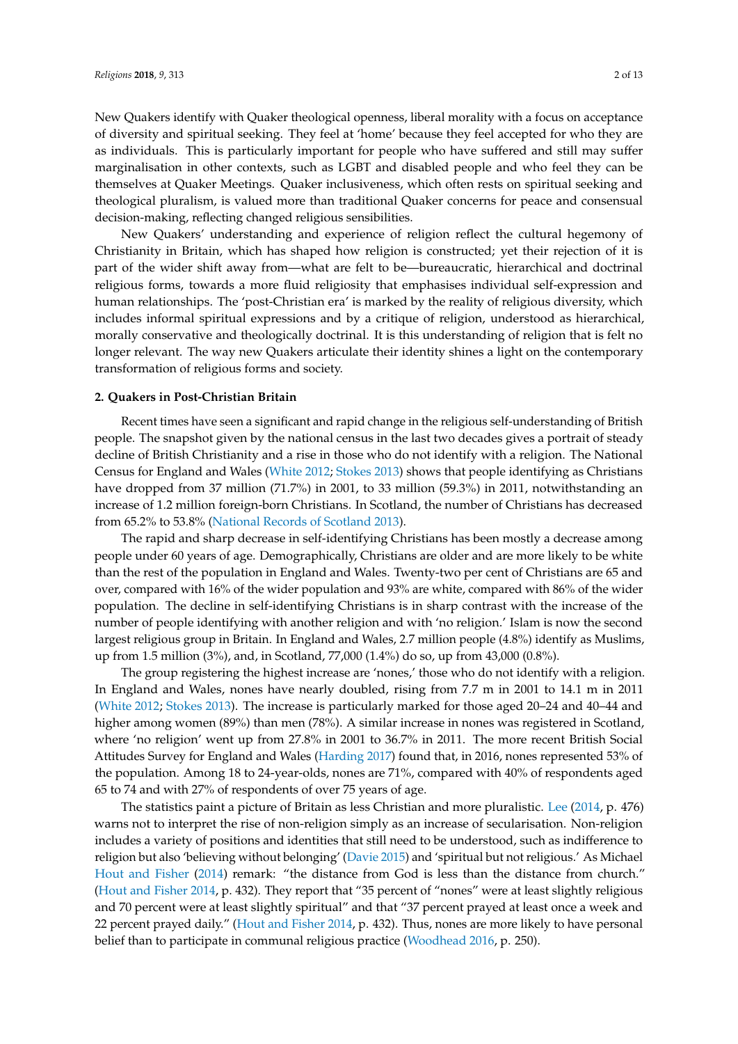New Quakers identify with Quaker theological openness, liberal morality with a focus on acceptance of diversity and spiritual seeking. They feel at 'home' because they feel accepted for who they are as individuals. This is particularly important for people who have suffered and still may suffer marginalisation in other contexts, such as LGBT and disabled people and who feel they can be themselves at Quaker Meetings. Quaker inclusiveness, which often rests on spiritual seeking and theological pluralism, is valued more than traditional Quaker concerns for peace and consensual decision-making, reflecting changed religious sensibilities.

New Quakers' understanding and experience of religion reflect the cultural hegemony of Christianity in Britain, which has shaped how religion is constructed; yet their rejection of it is part of the wider shift away from—what are felt to be—bureaucratic, hierarchical and doctrinal religious forms, towards a more fluid religiosity that emphasises individual self-expression and human relationships. The 'post-Christian era' is marked by the reality of religious diversity, which includes informal spiritual expressions and by a critique of religion, understood as hierarchical, morally conservative and theologically doctrinal. It is this understanding of religion that is felt no longer relevant. The way new Quakers articulate their identity shines a light on the contemporary transformation of religious forms and society.

## 2. Quakers in Post-Christian Britain

Recent times have seen a significant and rapid change in the religious self-understanding of British people. The snapshot given by the national census in the last two decades gives a portrait of steady decline of British Christianity and a rise in those who do not identify with a religion. The National Census for England and Wales (White 2012; Stokes 2013) shows that people identifying as Christians have dropped from 37 million (71.7%) in 2001, to 33 million (59.3%) in 2011, notwithstanding an increase of 1.2 million foreign-born Christians. In Scotland, the number of Christians has decreased from 65.2% to 53.8% (National Records of Scotland 2013).

The rapid and sharp decrease in self-identifying Christians has been mostly a decrease among people under 60 years of age. Demographically, Christians are older and are more likely to be white than the rest of the population in England and Wales. Twenty-two per cent of Christians are 65 and over, compared with 16% of the wider population and 93% are white, compared with 86% of the wider population. The decline in self-identifying Christians is in sharp contrast with the increase of the number of people identifying with another religion and with 'no religion.' Islam is now the second largest religious group in Britain. In England and Wales, 2.7 million people (4.8%) identify as Muslims, up from 1.5 million (3%), and, in Scotland, 77,000 (1.4%) do so, up from 43,000 (0.8%).

The group registering the highest increase are 'nones,' those who do not identify with a religion. In England and Wales, nones have nearly doubled, rising from 7.7 m in 2001 to 14.1 m in 2011 (White 2012; Stokes 2013). The increase is particularly marked for those aged 20–24 and 40–44 and higher among women (89%) than men (78%). A similar increase in nones was registered in Scotland, where 'no religion' went up from 27.8% in 2001 to 36.7% in 2011. The more recent British Social Attitudes Survey for England and Wales (Harding 2017) found that, in 2016, nones represented 53% of the population. Among 18 to 24-year-olds, nones are 71%, compared with 40% of respondents aged 65 to 74 and with 27% of respondents of over 75 years of age.

The statistics paint a picture of Britain as less Christian and more pluralistic. Lee (2014, p. 476) warns not to interpret the rise of non-religion simply as an increase of secularisation. Non-religion includes a variety of positions and identities that still need to be understood, such as indifference to religion but also 'believing without belonging' (Davie 2015) and 'spiritual but not religious.' As Michael Hout and Fisher (2014) remark: "the distance from God is less than the distance from church." (Hout and Fisher 2014, p. 432). They report that "35 percent of "nones" were at least slightly religious and 70 percent were at least slightly spiritual" and that "37 percent prayed at least once a week and 22 percent prayed daily." (Hout and Fisher 2014, p. 432). Thus, nones are more likely to have personal belief than to participate in communal religious practice (Woodhead 2016, p. 250).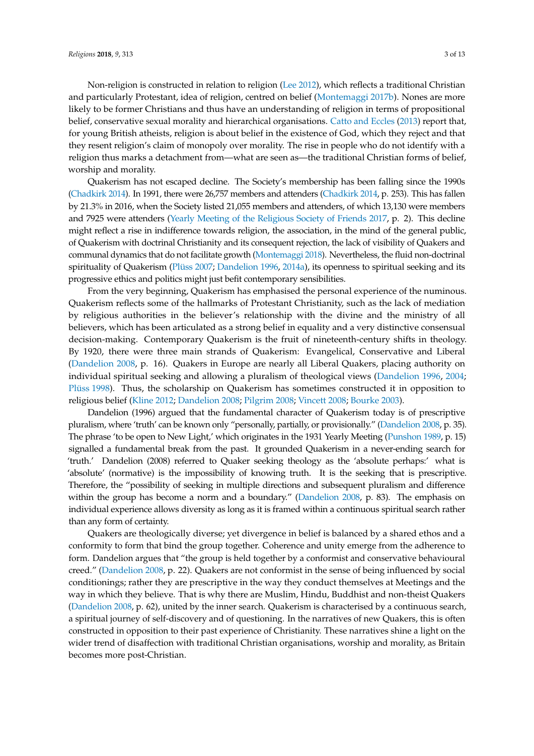Non-religion is constructed in relation to religion (Lee 2012), which reflects a traditional Christian and particularly Protestant, idea of religion, centred on belief (Montemaggi 2017b). Nones are more likely to be former Christians and thus have an understanding of religion in terms of propositional belief, conservative sexual morality and hierarchical organisations. Catto and Eccles (2013) report that, for young British atheists, religion is about belief in the existence of God, which they reject and that they resent religion's claim of monopoly over morality. The rise in people who do not identify with a religion thus marks a detachment from—what are seen as—the traditional Christian forms of belief, worship and morality.

Quakerism has not escaped decline. The Society's membership has been falling since the 1990s (Chadkirk 2014). In 1991, there were 26,757 members and attenders (Chadkirk 2014, p. 253). This has fallen by 21.3% in 2016, when the Society listed 21,055 members and attenders, of which 13,130 were members and 7925 were attenders (Yearly Meeting of the Religious Society of Friends 2017, p. 2). This decline might reflect a rise in indifference towards religion, the association, in the mind of the general public, of Quakerism with doctrinal Christianity and its consequent rejection, the lack of visibility of Quakers and communal dynamics that do not facilitate growth (Montemaggi 2018). Nevertheless, the fluid non-doctrinal spirituality of Quakerism (Plüss 2007; Dandelion 1996, 2014a), its openness to spiritual seeking and its progressive ethics and politics might just befit contemporary sensibilities.

From the very beginning, Quakerism has emphasised the personal experience of the numinous. Quakerism reflects some of the hallmarks of Protestant Christianity, such as the lack of mediation by religious authorities in the believer's relationship with the divine and the ministry of all believers, which has been articulated as a strong belief in equality and a very distinctive consensual decision-making. Contemporary Quakerism is the fruit of nineteenth-century shifts in theology. By 1920, there were three main strands of Quakerism: Evangelical, Conservative and Liberal (Dandelion 2008, p. 16). Quakers in Europe are nearly all Liberal Quakers, placing authority on individual spiritual seeking and allowing a pluralism of theological views (Dandelion 1996, 2004; Plüss 1998). Thus, the scholarship on Quakerism has sometimes constructed it in opposition to religious belief (Kline 2012; Dandelion 2008; Pilgrim 2008; Vincett 2008; Bourke 2003).

Dandelion (1996) argued that the fundamental character of Quakerism today is of prescriptive pluralism, where 'truth' can be known only "personally, partially, or provisionally." (Dandelion 2008, p. 35). The phrase 'to be open to New Light,' which originates in the 1931 Yearly Meeting (Punshon 1989, p. 15) signalled a fundamental break from the past. It grounded Quakerism in a never-ending search for 'truth.' Dandelion (2008) referred to Quaker seeking theology as the 'absolute perhaps:' what is 'absolute' (normative) is the impossibility of knowing truth. It is the seeking that is prescriptive. Therefore, the "possibility of seeking in multiple directions and subsequent pluralism and difference within the group has become a norm and a boundary." (Dandelion 2008, p. 83). The emphasis on individual experience allows diversity as long as it is framed within a continuous spiritual search rather than any form of certainty.

Quakers are theologically diverse; yet divergence in belief is balanced by a shared ethos and a conformity to form that bind the group together. Coherence and unity emerge from the adherence to form. Dandelion argues that "the group is held together by a conformist and conservative behavioural creed." (Dandelion 2008, p. 22). Quakers are not conformist in the sense of being influenced by social conditionings; rather they are prescriptive in the way they conduct themselves at Meetings and the way in which they believe. That is why there are Muslim, Hindu, Buddhist and non-theist Quakers (Dandelion 2008, p. 62), united by the inner search. Quakerism is characterised by a continuous search, a spiritual journey of self-discovery and of questioning. In the narratives of new Quakers, this is often constructed in opposition to their past experience of Christianity. These narratives shine a light on the wider trend of disaffection with traditional Christian organisations, worship and morality, as Britain becomes more post-Christian.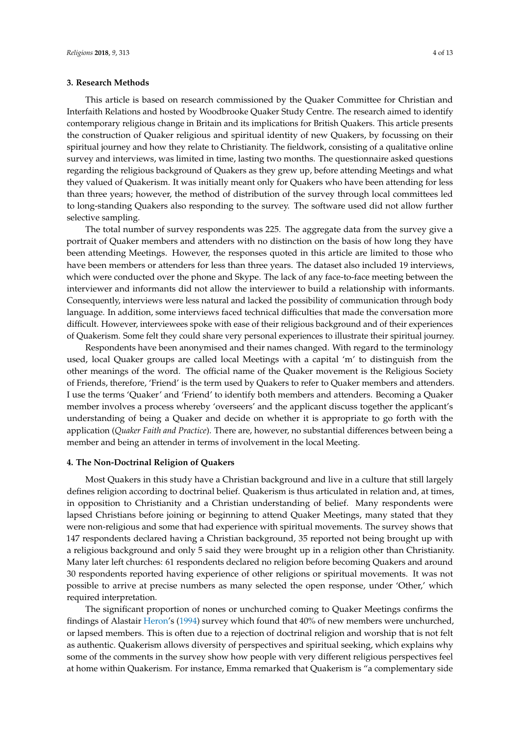## 3. Research Methods

This article is based on research commissioned by the Quaker Committee for Christian and Interfaith Relations and hosted by Woodbrooke Quaker Study Centre. The research aimed to identify contemporary religious change in Britain and its implications for British Quakers. This article presents the construction of Quaker religious and spiritual identity of new Quakers, by focussing on their spiritual journey and how they relate to Christianity. The fieldwork, consisting of a qualitative online survey and interviews, was limited in time, lasting two months. The questionnaire asked questions regarding the religious background of Quakers as they grew up, before attending Meetings and what they valued of Quakerism. It was initially meant only for Quakers who have been attending for less than three years; however, the method of distribution of the survey through local committees led to long-standing Quakers also responding to the survey. The software used did not allow further selective sampling.

The total number of survey respondents was 225. The aggregate data from the survey give a portrait of Quaker members and attenders with no distinction on the basis of how long they have been attending Meetings. However, the responses quoted in this article are limited to those who have been members or attenders for less than three years. The dataset also included 19 interviews, which were conducted over the phone and Skype. The lack of any face-to-face meeting between the interviewer and informants did not allow the interviewer to build a relationship with informants. Consequently, interviews were less natural and lacked the possibility of communication through body language. In addition, some interviews faced technical difficulties that made the conversation more difficult. However, interviewees spoke with ease of their religious background and of their experiences of Quakerism. Some felt they could share very personal experiences to illustrate their spiritual journey.

Respondents have been anonymised and their names changed. With regard to the terminology used, local Quaker groups are called local Meetings with a capital 'm' to distinguish from the other meanings of the word. The official name of the Quaker movement is the Religious Society of Friends, therefore, 'Friend' is the term used by Quakers to refer to Quaker members and attenders. I use the terms 'Quaker' and 'Friend' to identify both members and attenders. Becoming a Quaker member involves a process whereby 'overseers' and the applicant discuss together the applicant's understanding of being a Quaker and decide on whether it is appropriate to go forth with the application (*Quaker Faith and Practice*). There are, however, no substantial differences between being a member and being an attender in terms of involvement in the local Meeting.

## 4. The Non-Doctrinal Religion of Quakers

Most Quakers in this study have a Christian background and live in a culture that still largely defines religion according to doctrinal belief. Quakerism is thus articulated in relation and, at times, in opposition to Christianity and a Christian understanding of belief. Many respondents were lapsed Christians before joining or beginning to attend Quaker Meetings, many stated that they were non-religious and some that had experience with spiritual movements. The survey shows that 147 respondents declared having a Christian background, 35 reported not being brought up with a religious background and only 5 said they were brought up in a religion other than Christianity. Many later left churches: 61 respondents declared no religion before becoming Quakers and around 30 respondents reported having experience of other religions or spiritual movements. It was not possible to arrive at precise numbers as many selected the open response, under 'Other,' which required interpretation.

The significant proportion of nones or unchurched coming to Quaker Meetings confirms the findings of Alastair Heron's (1994) survey which found that 40% of new members were unchurched, or lapsed members. This is often due to a rejection of doctrinal religion and worship that is not felt as authentic. Quakerism allows diversity of perspectives and spiritual seeking, which explains why some of the comments in the survey show how people with very different religious perspectives feel at home within Quakerism. For instance, Emma remarked that Quakerism is "a complementary side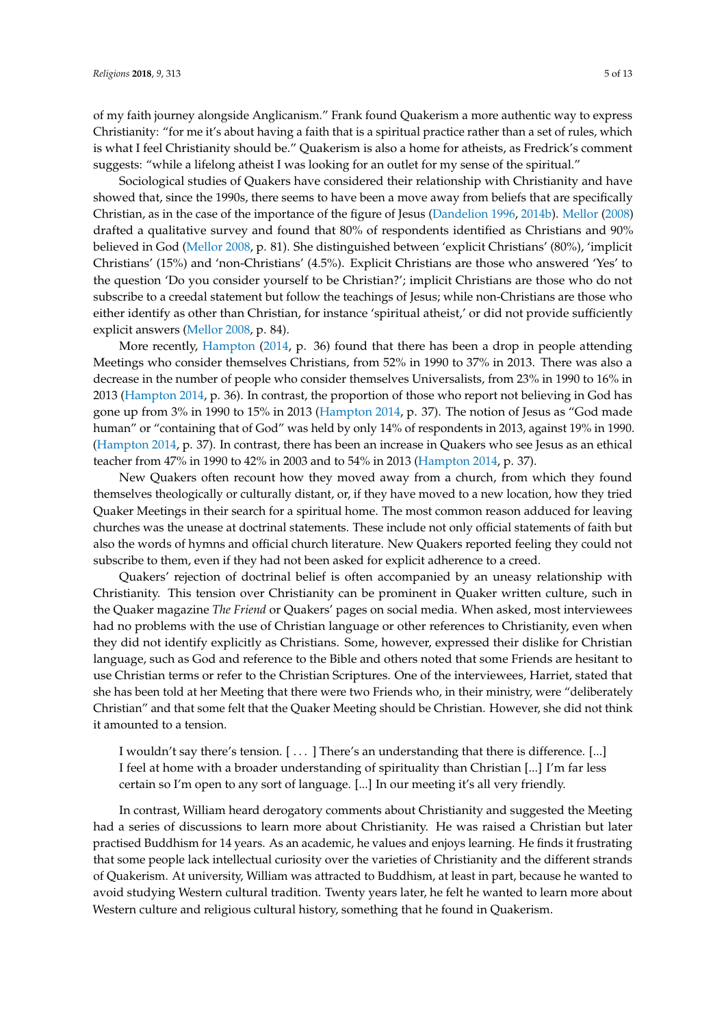of my faith journey alongside Anglicanism." Frank found Quakerism a more authentic way to express Christianity: "for me it's about having a faith that is a spiritual practice rather than a set of rules, which is what I feel Christianity should be." Quakerism is also a home for atheists, as Fredrick's comment suggests: "while a lifelong atheist I was looking for an outlet for my sense of the spiritual."

Sociological studies of Quakers have considered their relationship with Christianity and have showed that, since the 1990s, there seems to have been a move away from beliefs that are specifically Christian, as in the case of the importance of the figure of Jesus (Dandelion 1996, 2014b). Mellor (2008) drafted a qualitative survey and found that 80% of respondents identified as Christians and 90% believed in God (Mellor 2008, p. 81). She distinguished between 'explicit Christians' (80%), 'implicit Christians' (15%) and 'non-Christians' (4.5%). Explicit Christians are those who answered 'Yes' to the question 'Do you consider yourself to be Christian?'; implicit Christians are those who do not subscribe to a creedal statement but follow the teachings of Jesus; while non-Christians are those who either identify as other than Christian, for instance 'spiritual atheist,' or did not provide sufficiently explicit answers (Mellor 2008, p. 84).

More recently, Hampton (2014, p. 36) found that there has been a drop in people attending Meetings who consider themselves Christians, from 52% in 1990 to 37% in 2013. There was also a decrease in the number of people who consider themselves Universalists, from 23% in 1990 to 16% in 2013 (Hampton 2014, p. 36). In contrast, the proportion of those who report not believing in God has gone up from 3% in 1990 to 15% in 2013 (Hampton 2014, p. 37). The notion of Jesus as "God made human" or "containing that of God" was held by only 14% of respondents in 2013, against 19% in 1990. (Hampton 2014, p. 37). In contrast, there has been an increase in Quakers who see Jesus as an ethical teacher from 47% in 1990 to 42% in 2003 and to 54% in 2013 (Hampton 2014, p. 37).

New Quakers often recount how they moved away from a church, from which they found themselves theologically or culturally distant, or, if they have moved to a new location, how they tried Quaker Meetings in their search for a spiritual home. The most common reason adduced for leaving churches was the unease at doctrinal statements. These include not only official statements of faith but also the words of hymns and official church literature. New Quakers reported feeling they could not subscribe to them, even if they had not been asked for explicit adherence to a creed.

Quakers' rejection of doctrinal belief is often accompanied by an uneasy relationship with Christianity. This tension over Christianity can be prominent in Quaker written culture, such in the Quaker magazine *The Friend* or Quakers' pages on social media. When asked, most interviewees had no problems with the use of Christian language or other references to Christianity, even when they did not identify explicitly as Christians. Some, however, expressed their dislike for Christian language, such as God and reference to the Bible and others noted that some Friends are hesitant to use Christian terms or refer to the Christian Scriptures. One of the interviewees, Harriet, stated that she has been told at her Meeting that there were two Friends who, in their ministry, were "deliberately Christian" and that some felt that the Quaker Meeting should be Christian. However, she did not think it amounted to a tension.

> I wouldn't say there's tension. [ . . . ] There's an understanding that there is difference. [...] I feel at home with a broader understanding of spirituality than Christian [...] I'm far less certain so I'm open to any sort of language. [...] In our meeting it's all very friendly.

In contrast, William heard derogatory comments about Christianity and suggested the Meeting had a series of discussions to learn more about Christianity. He was raised a Christian but later practised Buddhism for 14 years. As an academic, he values and enjoys learning. He finds it frustrating that some people lack intellectual curiosity over the varieties of Christianity and the different strands of Quakerism. At university, William was attracted to Buddhism, at least in part, because he wanted to avoid studying Western cultural tradition. Twenty years later, he felt he wanted to learn more about Western culture and religious cultural history, something that he found in Quakerism.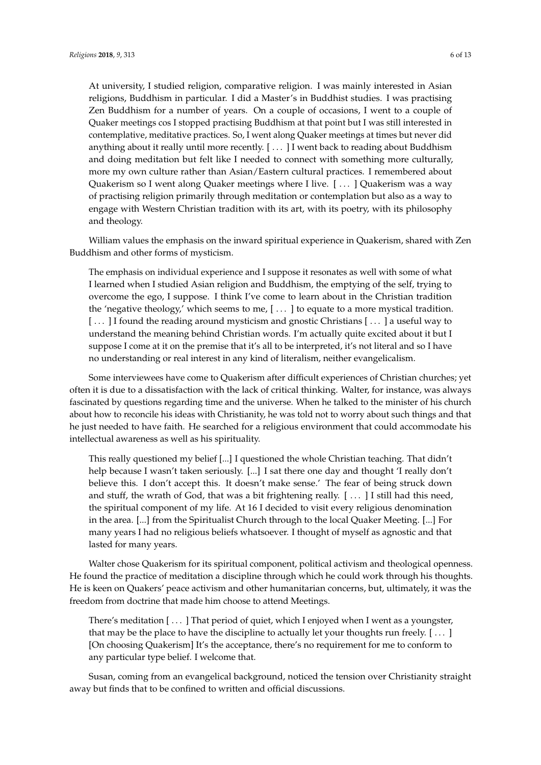> At university, I studied religion, comparative religion. I was mainly interested in Asian religions, Buddhism in particular. I did a Master's in Buddhist studies. I was practising Zen Buddhism for a number of years. On a couple of occasions, I went to a couple of Quaker meetings cos I stopped practising Buddhism at that point but I was still interested in contemplative, meditative practices. So, I went along Quaker meetings at times but never did anything about it really until more recently. [ . . . ] I went back to reading about Buddhism and doing meditation but felt like I needed to connect with something more culturally, more my own culture rather than Asian/Eastern cultural practices. I remembered about Quakerism so I went along Quaker meetings where I live. [ . . . ] Quakerism was a way of practising religion primarily through meditation or contemplation but also as a way to engage with Western Christian tradition with its art, with its poetry, with its philosophy and theology.

William values the emphasis on the inward spiritual experience in Quakerism, shared with Zen Buddhism and other forms of mysticism.

> The emphasis on individual experience and I suppose it resonates as well with some of what I learned when I studied Asian religion and Buddhism, the emptying of the self, trying to overcome the ego, I suppose. I think I've come to learn about in the Christian tradition the 'negative theology,' which seems to me, [ . . . ] to equate to a more mystical tradition. [ . . . ] I found the reading around mysticism and gnostic Christians [ . . . ] a useful way to understand the meaning behind Christian words. I'm actually quite excited about it but I suppose I come at it on the premise that it's all to be interpreted, it's not literal and so I have no understanding or real interest in any kind of literalism, neither evangelicalism.

Some interviewees have come to Quakerism after difficult experiences of Christian churches; yet often it is due to a dissatisfaction with the lack of critical thinking. Walter, for instance, was always fascinated by questions regarding time and the universe. When he talked to the minister of his church about how to reconcile his ideas with Christianity, he was told not to worry about such things and that he just needed to have faith. He searched for a religious environment that could accommodate his intellectual awareness as well as his spirituality.

> This really questioned my belief [...] I questioned the whole Christian teaching. That didn't help because I wasn't taken seriously. [...] I sat there one day and thought 'I really don't believe this. I don't accept this. It doesn't make sense.' The fear of being struck down and stuff, the wrath of God, that was a bit frightening really. [ . . . ] I still had this need, the spiritual component of my life. At 16 I decided to visit every religious denomination in the area. [...] from the Spiritualist Church through to the local Quaker Meeting. [...] For many years I had no religious beliefs whatsoever. I thought of myself as agnostic and that lasted for many years.

Walter chose Quakerism for its spiritual component, political activism and theological openness. He found the practice of meditation a discipline through which he could work through his thoughts. He is keen on Quakers' peace activism and other humanitarian concerns, but, ultimately, it was the freedom from doctrine that made him choose to attend Meetings.

> There's meditation [ . . . ] That period of quiet, which I enjoyed when I went as a youngster, that may be the place to have the discipline to actually let your thoughts run freely. [ . . . ] [On choosing Quakerism] It's the acceptance, there's no requirement for me to conform to any particular type belief. I welcome that.

Susan, coming from an evangelical background, noticed the tension over Christianity straight away but finds that to be confined to written and official discussions.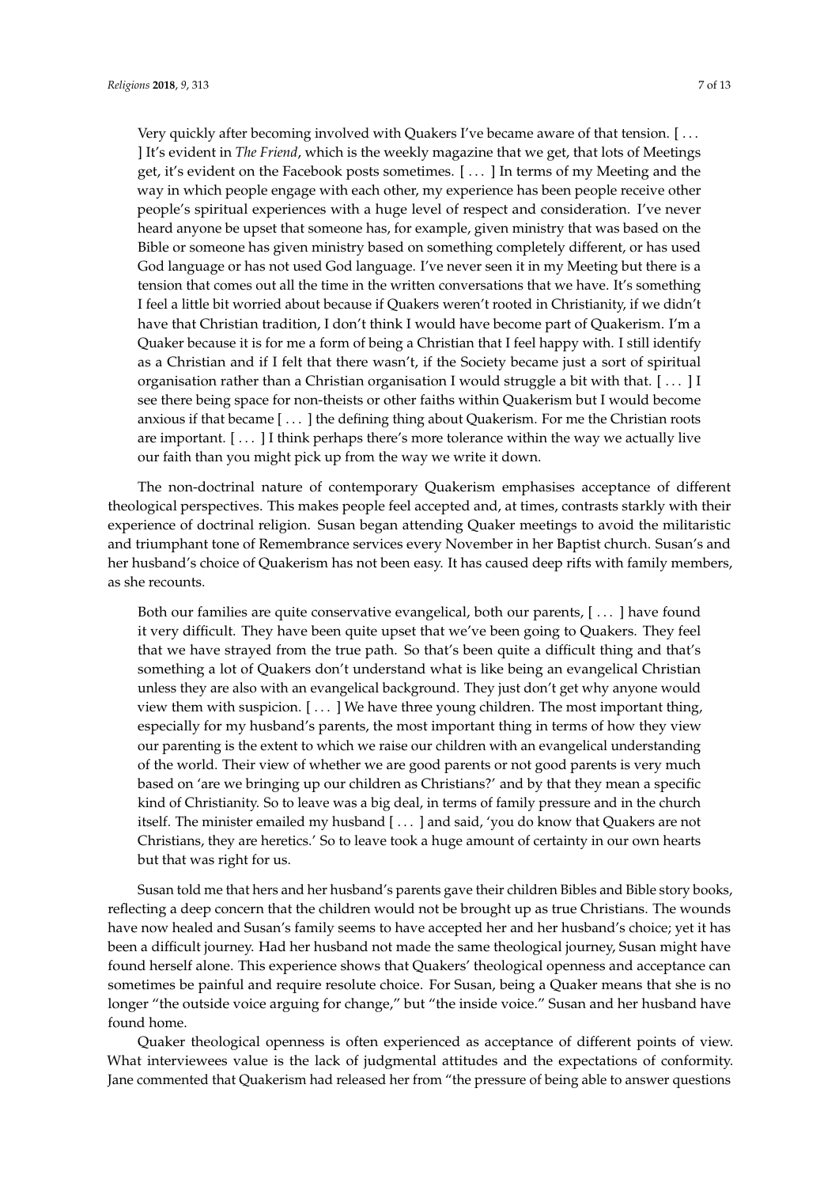> Very quickly after becoming involved with Quakers I've became aware of that tension. [ . . . ] It's evident in *The Friend*, which is the weekly magazine that we get, that lots of Meetings get, it's evident on the Facebook posts sometimes. [ . . . ] In terms of my Meeting and the way in which people engage with each other, my experience has been people receive other people's spiritual experiences with a huge level of respect and consideration. I've never heard anyone be upset that someone has, for example, given ministry that was based on the Bible or someone has given ministry based on something completely different, or has used God language or has not used God language. I've never seen it in my Meeting but there is a tension that comes out all the time in the written conversations that we have. It's something I feel a little bit worried about because if Quakers weren't rooted in Christianity, if we didn't have that Christian tradition, I don't think I would have become part of Quakerism. I'm a Quaker because it is for me a form of being a Christian that I feel happy with. I still identify as a Christian and if I felt that there wasn't, if the Society became just a sort of spiritual organisation rather than a Christian organisation I would struggle a bit with that. [ . . . ] I see there being space for non-theists or other faiths within Quakerism but I would become anxious if that became [ . . . ] the defining thing about Quakerism. For me the Christian roots are important. [ . . . ] I think perhaps there's more tolerance within the way we actually live our faith than you might pick up from the way we write it down.

The non-doctrinal nature of contemporary Quakerism emphasises acceptance of different theological perspectives. This makes people feel accepted and, at times, contrasts starkly with their experience of doctrinal religion. Susan began attending Quaker meetings to avoid the militaristic and triumphant tone of Remembrance services every November in her Baptist church. Susan's and her husband's choice of Quakerism has not been easy. It has caused deep rifts with family members, as she recounts.

> Both our families are quite conservative evangelical, both our parents, [ . . . ] have found it very difficult. They have been quite upset that we've been going to Quakers. They feel that we have strayed from the true path. So that's been quite a difficult thing and that's something a lot of Quakers don't understand what is like being an evangelical Christian unless they are also with an evangelical background. They just don't get why anyone would view them with suspicion. [ . . . ] We have three young children. The most important thing, especially for my husband's parents, the most important thing in terms of how they view our parenting is the extent to which we raise our children with an evangelical understanding of the world. Their view of whether we are good parents or not good parents is very much based on 'are we bringing up our children as Christians?' and by that they mean a specific kind of Christianity. So to leave was a big deal, in terms of family pressure and in the church itself. The minister emailed my husband [ . . . ] and said, 'you do know that Quakers are not Christians, they are heretics.' So to leave took a huge amount of certainty in our own hearts but that was right for us.

Susan told me that hers and her husband's parents gave their children Bibles and Bible story books, reflecting a deep concern that the children would not be brought up as true Christians. The wounds have now healed and Susan's family seems to have accepted her and her husband's choice; yet it has been a difficult journey. Had her husband not made the same theological journey, Susan might have found herself alone. This experience shows that Quakers' theological openness and acceptance can sometimes be painful and require resolute choice. For Susan, being a Quaker means that she is no longer "the outside voice arguing for change," but "the inside voice." Susan and her husband have found home.

Quaker theological openness is often experienced as acceptance of different points of view. What interviewees value is the lack of judgmental attitudes and the expectations of conformity. Jane commented that Quakerism had released her from "the pressure of being able to answer questions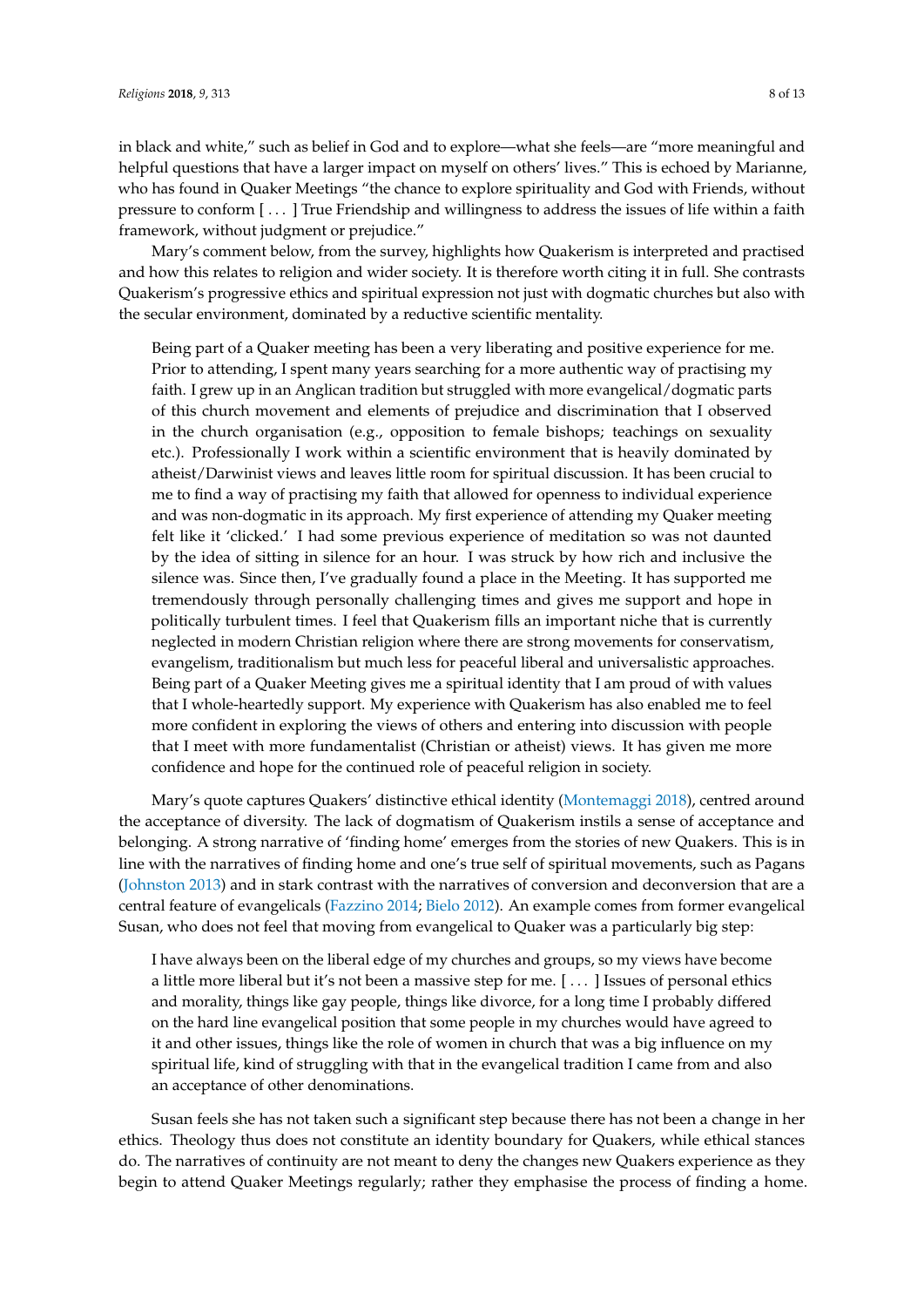in black and white," such as belief in God and to explore—what she feels—are "more meaningful and helpful questions that have a larger impact on myself on others' lives." This is echoed by Marianne, who has found in Quaker Meetings "the chance to explore spirituality and God with Friends, without pressure to conform [ . . . ] True Friendship and willingness to address the issues of life within a faith framework, without judgment or prejudice."

Mary's comment below, from the survey, highlights how Quakerism is interpreted and practised and how this relates to religion and wider society. It is therefore worth citing it in full. She contrasts Quakerism's progressive ethics and spiritual expression not just with dogmatic churches but also with the secular environment, dominated by a reductive scientific mentality.

> Being part of a Quaker meeting has been a very liberating and positive experience for me. Prior to attending, I spent many years searching for a more authentic way of practising my faith. I grew up in an Anglican tradition but struggled with more evangelical/dogmatic parts of this church movement and elements of prejudice and discrimination that I observed in the church organisation (e.g., opposition to female bishops; teachings on sexuality etc.). Professionally I work within a scientific environment that is heavily dominated by atheist/Darwinist views and leaves little room for spiritual discussion. It has been crucial to me to find a way of practising my faith that allowed for openness to individual experience and was non-dogmatic in its approach. My first experience of attending my Quaker meeting felt like it 'clicked.' I had some previous experience of meditation so was not daunted by the idea of sitting in silence for an hour. I was struck by how rich and inclusive the silence was. Since then, I've gradually found a place in the Meeting. It has supported me tremendously through personally challenging times and gives me support and hope in politically turbulent times. I feel that Quakerism fills an important niche that is currently neglected in modern Christian religion where there are strong movements for conservatism, evangelism, traditionalism but much less for peaceful liberal and universalistic approaches. Being part of a Quaker Meeting gives me a spiritual identity that I am proud of with values that I whole-heartedly support. My experience with Quakerism has also enabled me to feel more confident in exploring the views of others and entering into discussion with people that I meet with more fundamentalist (Christian or atheist) views. It has given me more confidence and hope for the continued role of peaceful religion in society.

Mary's quote captures Quakers' distinctive ethical identity (Montemaggi 2018), centred around the acceptance of diversity. The lack of dogmatism of Quakerism instils a sense of acceptance and belonging. A strong narrative of 'finding home' emerges from the stories of new Quakers. This is in line with the narratives of finding home and one's true self of spiritual movements, such as Pagans (Johnston 2013) and in stark contrast with the narratives of conversion and deconversion that are a central feature of evangelicals (Fazzino 2014; Bielo 2012). An example comes from former evangelical Susan, who does not feel that moving from evangelical to Quaker was a particularly big step:

> I have always been on the liberal edge of my churches and groups, so my views have become a little more liberal but it's not been a massive step for me. [ . . . ] Issues of personal ethics and morality, things like gay people, things like divorce, for a long time I probably differed on the hard line evangelical position that some people in my churches would have agreed to it and other issues, things like the role of women in church that was a big influence on my spiritual life, kind of struggling with that in the evangelical tradition I came from and also an acceptance of other denominations.

Susan feels she has not taken such a significant step because there has not been a change in her ethics. Theology thus does not constitute an identity boundary for Quakers, while ethical stances do. The narratives of continuity are not meant to deny the changes new Quakers experience as they begin to attend Quaker Meetings regularly; rather they emphasise the process of finding a home.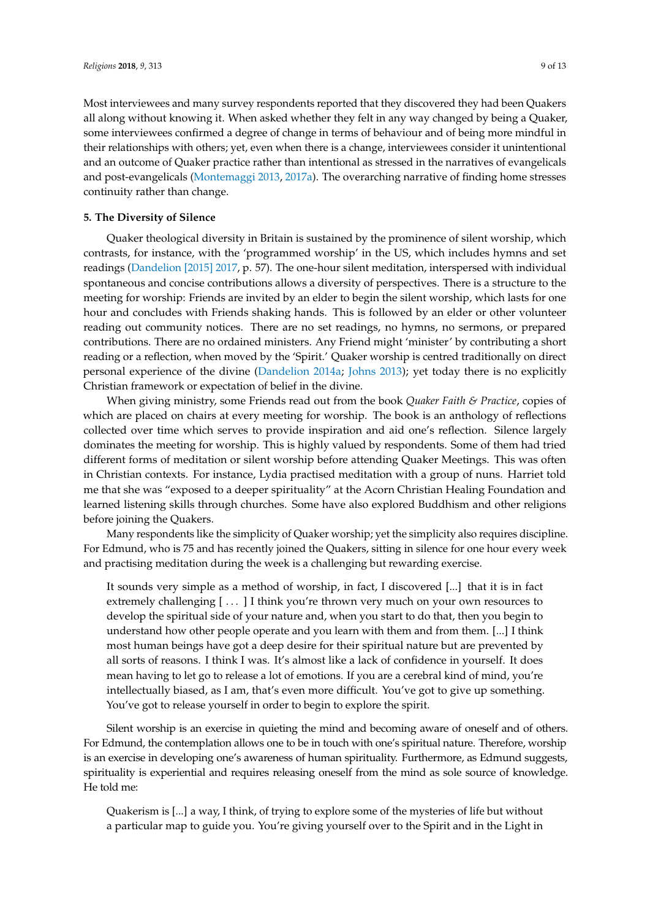Most interviewees and many survey respondents reported that they discovered they had been Quakers all along without knowing it. When asked whether they felt in any way changed by being a Quaker, some interviewees confirmed a degree of change in terms of behaviour and of being more mindful in their relationships with others; yet, even when there is a change, interviewees consider it unintentional and an outcome of Quaker practice rather than intentional as stressed in the narratives of evangelicals and post-evangelicals (Montemaggi 2013, 2017a). The overarching narrative of finding home stresses continuity rather than change.

### 5. The Diversity of Silence

Quaker theological diversity in Britain is sustained by the prominence of silent worship, which contrasts, for instance, with the 'programmed worship' in the US, which includes hymns and set readings (Dandelion [2015] 2017, p. 57). The one-hour silent meditation, interspersed with individual spontaneous and concise contributions allows a diversity of perspectives. There is a structure to the meeting for worship: Friends are invited by an elder to begin the silent worship, which lasts for one hour and concludes with Friends shaking hands. This is followed by an elder or other volunteer reading out community notices. There are no set readings, no hymns, no sermons, or prepared contributions. There are no ordained ministers. Any Friend might 'minister' by contributing a short reading or a reflection, when moved by the 'Spirit.' Quaker worship is centred traditionally on direct personal experience of the divine (Dandelion 2014a; Johns 2013); yet today there is no explicitly Christian framework or expectation of belief in the divine.

When giving ministry, some Friends read out from the book *Quaker Faith & Practice*, copies of which are placed on chairs at every meeting for worship. The book is an anthology of reflections collected over time which serves to provide inspiration and aid one's reflection. Silence largely dominates the meeting for worship. This is highly valued by respondents. Some of them had tried different forms of meditation or silent worship before attending Quaker Meetings. This was often in Christian contexts. For instance, Lydia practised meditation with a group of nuns. Harriet told me that she was "exposed to a deeper spirituality" at the Acorn Christian Healing Foundation and learned listening skills through churches. Some have also explored Buddhism and other religions before joining the Quakers.

Many respondents like the simplicity of Quaker worship; yet the simplicity also requires discipline. For Edmund, who is 75 and has recently joined the Quakers, sitting in silence for one hour every week and practising meditation during the week is a challenging but rewarding exercise.

> It sounds very simple as a method of worship, in fact, I discovered [...] that it is in fact extremely challenging [ . . . ] I think you're thrown very much on your own resources to develop the spiritual side of your nature and, when you start to do that, then you begin to understand how other people operate and you learn with them and from them. [...] I think most human beings have got a deep desire for their spiritual nature but are prevented by all sorts of reasons. I think I was. It's almost like a lack of confidence in yourself. It does mean having to let go to release a lot of emotions. If you are a cerebral kind of mind, you're intellectually biased, as I am, that's even more difficult. You've got to give up something. You've got to release yourself in order to begin to explore the spirit.

Silent worship is an exercise in quieting the mind and becoming aware of oneself and of others. For Edmund, the contemplation allows one to be in touch with one's spiritual nature. Therefore, worship is an exercise in developing one's awareness of human spirituality. Furthermore, as Edmund suggests, spirituality is experiential and requires releasing oneself from the mind as sole source of knowledge. He told me:

> Quakerism is [...] a way, I think, of trying to explore some of the mysteries of life but without a particular map to guide you. You're giving yourself over to the Spirit and in the Light in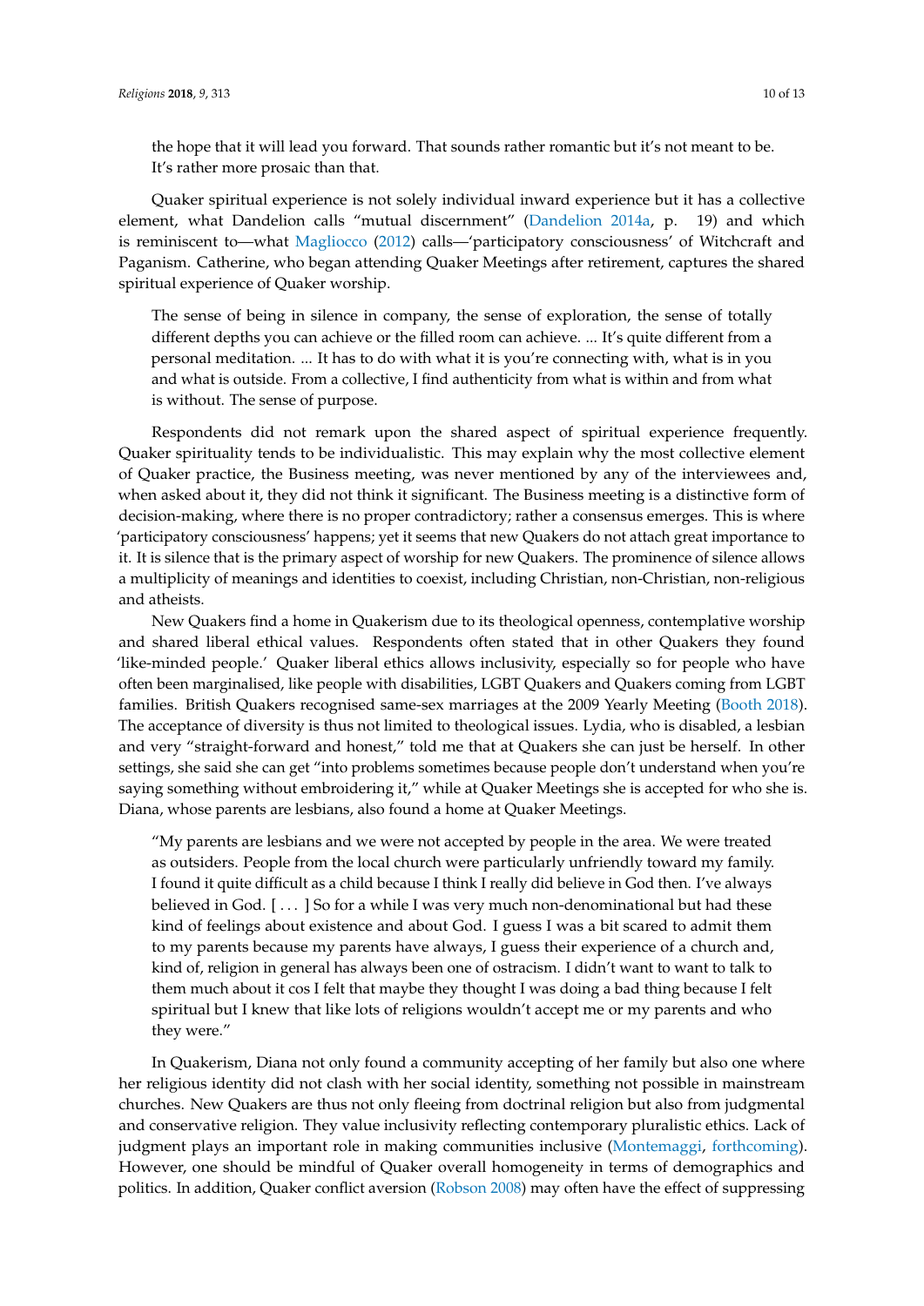the hope that it will lead you forward. That sounds rather romantic but it's not meant to be. It's rather more prosaic than that.

Quaker spiritual experience is not solely individual inward experience but it has a collective element, what Dandelion calls "mutual discernment" (Dandelion 2014a, p. 19) and which is reminiscent to—what Magliocco (2012) calls—'participatory consciousness' of Witchcraft and Paganism. Catherine, who began attending Quaker Meetings after retirement, captures the shared spiritual experience of Quaker worship.

> The sense of being in silence in company, the sense of exploration, the sense of totally different depths you can achieve or the filled room can achieve. ... It's quite different from a personal meditation. ... It has to do with what it is you're connecting with, what is in you and what is outside. From a collective, I find authenticity from what is within and from what is without. The sense of purpose.

Respondents did not remark upon the shared aspect of spiritual experience frequently. Quaker spirituality tends to be individualistic. This may explain why the most collective element of Quaker practice, the Business meeting, was never mentioned by any of the interviewees and, when asked about it, they did not think it significant. The Business meeting is a distinctive form of decision-making, where there is no proper contradictory; rather a consensus emerges. This is where 'participatory consciousness' happens; yet it seems that new Quakers do not attach great importance to it. It is silence that is the primary aspect of worship for new Quakers. The prominence of silence allows a multiplicity of meanings and identities to coexist, including Christian, non-Christian, non-religious and atheists.

New Quakers find a home in Quakerism due to its theological openness, contemplative worship and shared liberal ethical values. Respondents often stated that in other Quakers they found 'like-minded people.' Quaker liberal ethics allows inclusivity, especially so for people who have often been marginalised, like people with disabilities, LGBT Quakers and Quakers coming from LGBT families. British Quakers recognised same-sex marriages at the 2009 Yearly Meeting (Booth 2018). The acceptance of diversity is thus not limited to theological issues. Lydia, who is disabled, a lesbian and very "straight-forward and honest," told me that at Quakers she can just be herself. In other settings, she said she can get "into problems sometimes because people don't understand when you're saying something without embroidering it," while at Quaker Meetings she is accepted for who she is. Diana, whose parents are lesbians, also found a home at Quaker Meetings.

> "My parents are lesbians and we were not accepted by people in the area. We were treated as outsiders. People from the local church were particularly unfriendly toward my family. I found it quite difficult as a child because I think I really did believe in God then. I've always believed in God. [ ... ] So for a while I was very much non-denominational but had these kind of feelings about existence and about God. I guess I was a bit scared to admit them to my parents because my parents have always, I guess their experience of a church and, kind of, religion in general has always been one of ostracism. I didn't want to want to talk to them much about it cos I felt that maybe they thought I was doing a bad thing because I felt spiritual but I knew that like lots of religions wouldn't accept me or my parents and who they were."

In Quakerism, Diana not only found a community accepting of her family but also one where her religious identity did not clash with her social identity, something not possible in mainstream churches. New Quakers are thus not only fleeing from doctrinal religion but also from judgmental and conservative religion. They value inclusivity reflecting contemporary pluralistic ethics. Lack of judgment plays an important role in making communities inclusive (Montemaggi, forthcoming). However, one should be mindful of Quaker overall homogeneity in terms of demographics and politics. In addition, Quaker conflict aversion (Robson 2008) may often have the effect of suppressing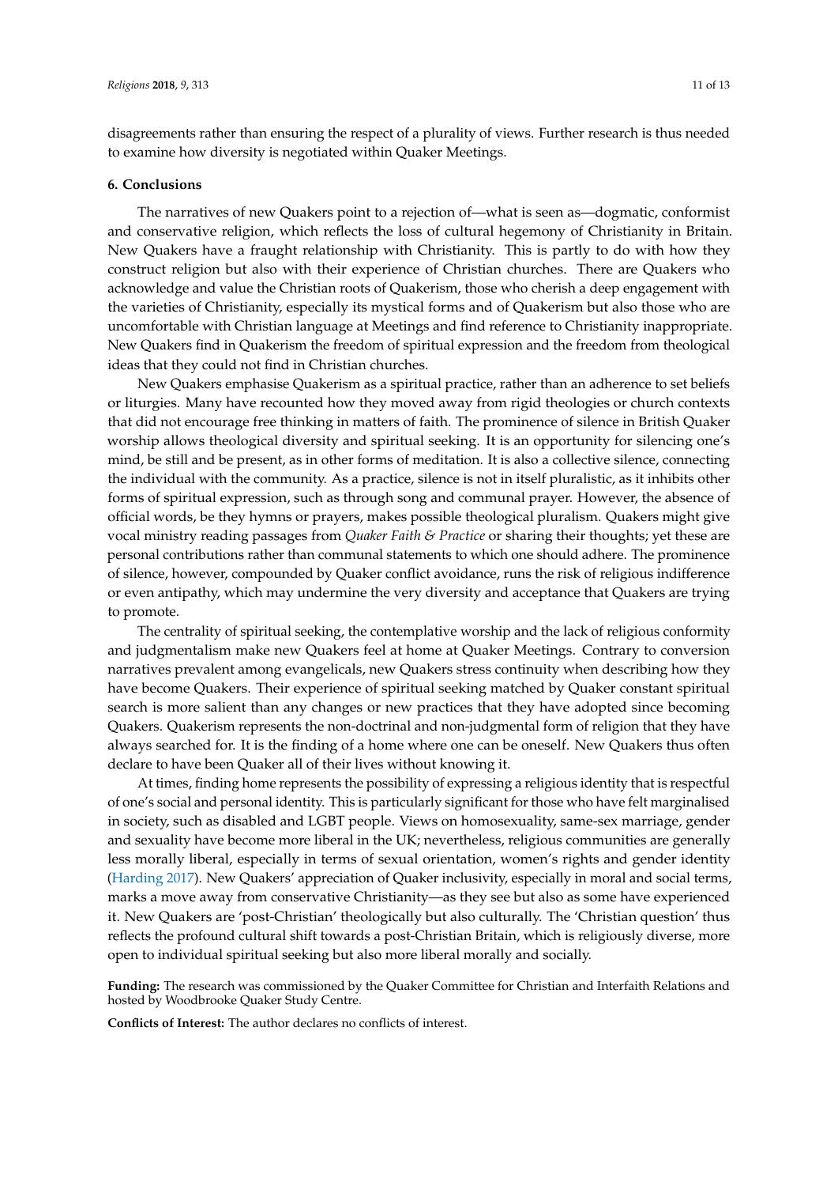disagreements rather than ensuring the respect of a plurality of views. Further research is thus needed to examine how diversity is negotiated within Quaker Meetings.

## 6. Conclusions

The narratives of new Quakers point to a rejection of—what is seen as—dogmatic, conformist and conservative religion, which reflects the loss of cultural hegemony of Christianity in Britain. New Quakers have a fraught relationship with Christianity. This is partly to do with how they construct religion but also with their experience of Christian churches. There are Quakers who acknowledge and value the Christian roots of Quakerism, those who cherish a deep engagement with the varieties of Christianity, especially its mystical forms and of Quakerism but also those who are uncomfortable with Christian language at Meetings and find reference to Christianity inappropriate. New Quakers find in Quakerism the freedom of spiritual expression and the freedom from theological ideas that they could not find in Christian churches.

New Quakers emphasise Quakerism as a spiritual practice, rather than an adherence to set beliefs or liturgies. Many have recounted how they moved away from rigid theologies or church contexts that did not encourage free thinking in matters of faith. The prominence of silence in British Quaker worship allows theological diversity and spiritual seeking. It is an opportunity for silencing one's mind, be still and be present, as in other forms of meditation. It is also a collective silence, connecting the individual with the community. As a practice, silence is not in itself pluralistic, as it inhibits other forms of spiritual expression, such as through song and communal prayer. However, the absence of official words, be they hymns or prayers, makes possible theological pluralism. Quakers might give vocal ministry reading passages from *Quaker Faith & Practice* or sharing their thoughts; yet these are personal contributions rather than communal statements to which one should adhere. The prominence of silence, however, compounded by Quaker conflict avoidance, runs the risk of religious indifference or even antipathy, which may undermine the very diversity and acceptance that Quakers are trying to promote.

The centrality of spiritual seeking, the contemplative worship and the lack of religious conformity and judgmentalism make new Quakers feel at home at Quaker Meetings. Contrary to conversion narratives prevalent among evangelicals, new Quakers stress continuity when describing how they have become Quakers. Their experience of spiritual seeking matched by Quaker constant spiritual search is more salient than any changes or new practices that they have adopted since becoming Quakers. Quakerism represents the non-doctrinal and non-judgmental form of religion that they have always searched for. It is the finding of a home where one can be oneself. New Quakers thus often declare to have been Quaker all of their lives without knowing it.

At times, finding home represents the possibility of expressing a religious identity that is respectful of one's social and personal identity. This is particularly significant for those who have felt marginalised in society, such as disabled and LGBT people. Views on homosexuality, same-sex marriage, gender and sexuality have become more liberal in the UK; nevertheless, religious communities are generally less morally liberal, especially in terms of sexual orientation, women's rights and gender identity (Harding 2017). New Quakers' appreciation of Quaker inclusivity, especially in moral and social terms, marks a move away from conservative Christianity—as they see but also as some have experienced it. New Quakers are 'post-Christian' theologically but also culturally. The 'Christian question' thus reflects the profound cultural shift towards a post-Christian Britain, which is religiously diverse, more open to individual spiritual seeking but also more liberal morally and socially.

**Funding:** The research was commissioned by the Quaker Committee for Christian and Interfaith Relations and hosted by Woodbrooke Quaker Study Centre.

**Conflicts of Interest:** The author declares no conflicts of interest.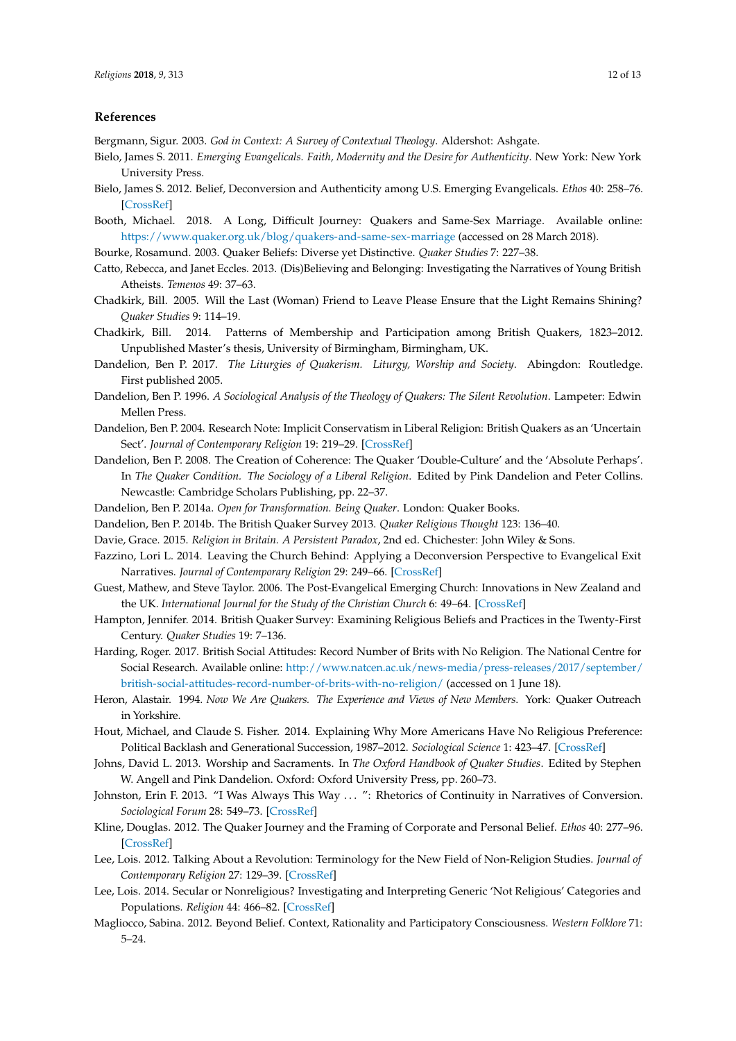## References

Bergmann, Sigur. 2003. *God in Context: A Survey of Contextual Theology*. Aldershot: Ashgate.

Bielo, James S. 2011. *Emerging Evangelicals. Faith, Modernity and the Desire for Authenticity*. New York: New York University Press.

Bielo, James S. 2012. Belief, Deconversion and Authenticity among U.S. Emerging Evangelicals. *Ethos* 40: 258–76. [CrossRef]

Booth, Michael. 2018. A Long, Difficult Journey: Quakers and Same-Sex Marriage. Available online: https://www.quaker.org.uk/blog/quakers-and-same-sex-marriage (accessed on 28 March 2018).

Bourke, Rosamund. 2003. Quaker Beliefs: Diverse yet Distinctive. *Quaker Studies* 7: 227–38.

Catto, Rebecca, and Janet Eccles. 2013. (Dis)Believing and Belonging: Investigating the Narratives of Young British Atheists. *Temenos* 49: 37–63.

Chadkirk, Bill. 2005. Will the Last (Woman) Friend to Leave Please Ensure that the Light Remains Shining? *Quaker Studies* 9: 114–19.

Chadkirk, Bill. 2014. Patterns of Membership and Participation among British Quakers, 1823–2012. Unpublished Master's thesis, University of Birmingham, Birmingham, UK.

Dandelion, Ben P. 2017. *The Liturgies of Quakerism. Liturgy, Worship and Society*. Abingdon: Routledge. First published 2005.

Dandelion, Ben P. 1996. *A Sociological Analysis of the Theology of Quakers: The Silent Revolution*. Lampeter: Edwin Mellen Press.

Dandelion, Ben P. 2004. Research Note: Implicit Conservatism in Liberal Religion: British Quakers as an 'Uncertain Sect'. *Journal of Contemporary Religion* 19: 219–29. [CrossRef]

Dandelion, Ben P. 2008. The Creation of Coherence: The Quaker 'Double-Culture' and the 'Absolute Perhaps'. In *The Quaker Condition. The Sociology of a Liberal Religion*. Edited by Pink Dandelion and Peter Collins. Newcastle: Cambridge Scholars Publishing, pp. 22–37.

Dandelion, Ben P. 2014a. *Open for Transformation. Being Quaker*. London: Quaker Books.

Dandelion, Ben P. 2014b. The British Quaker Survey 2013. *Quaker Religious Thought* 123: 136–40.

Davie, Grace. 2015. *Religion in Britain. A Persistent Paradox*, 2nd ed. Chichester: John Wiley & Sons.

Fazzino, Lori L. 2014. Leaving the Church Behind: Applying a Deconversion Perspective to Evangelical Exit Narratives. *Journal of Contemporary Religion* 29: 249–66. [CrossRef]

Guest, Mathew, and Steve Taylor. 2006. The Post-Evangelical Emerging Church: Innovations in New Zealand and the UK. *International Journal for the Study of the Christian Church* 6: 49–64. [CrossRef]

Hampton, Jennifer. 2014. British Quaker Survey: Examining Religious Beliefs and Practices in the Twenty-First Century. *Quaker Studies* 19: 7–136.

Harding, Roger. 2017. British Social Attitudes: Record Number of Brits with No Religion. The National Centre for Social Research. Available online: http://www.natcen.ac.uk/news-media/press-releases/2017/september/british-social-attitudes-record-number-of-brits-with-no-religion/ (accessed on 1 June 18).

Heron, Alastair. 1994. *Now We Are Quakers. The Experience and Views of New Members*. York: Quaker Outreach in Yorkshire.

Hout, Michael, and Claude S. Fisher. 2014. Explaining Why More Americans Have No Religious Preference: Political Backlash and Generational Succession, 1987–2012. *Sociological Science* 1: 423–47. [CrossRef]

Johns, David L. 2013. Worship and Sacraments. In *The Oxford Handbook of Quaker Studies*. Edited by Stephen W. Angell and Pink Dandelion. Oxford: Oxford University Press, pp. 260–73.

Johnston, Erin F. 2013. "I Was Always This Way ... ": Rhetorics of Continuity in Narratives of Conversion. *Sociological Forum* 28: 549–73. [CrossRef]

Kline, Douglas. 2012. The Quaker Journey and the Framing of Corporate and Personal Belief. *Ethos* 40: 277–96. [CrossRef]

Lee, Lois. 2012. Talking About a Revolution: Terminology for the New Field of Non-Religion Studies. *Journal of Contemporary Religion* 27: 129–39. [CrossRef]

Lee, Lois. 2014. Secular or Nonreligious? Investigating and Interpreting Generic 'Not Religious' Categories and Populations. *Religion* 44: 466–82. [CrossRef]

Magliocco, Sabina. 2012. Beyond Belief. Context, Rationality and Participatory Consciousness. *Western Folklore* 71: 5–24.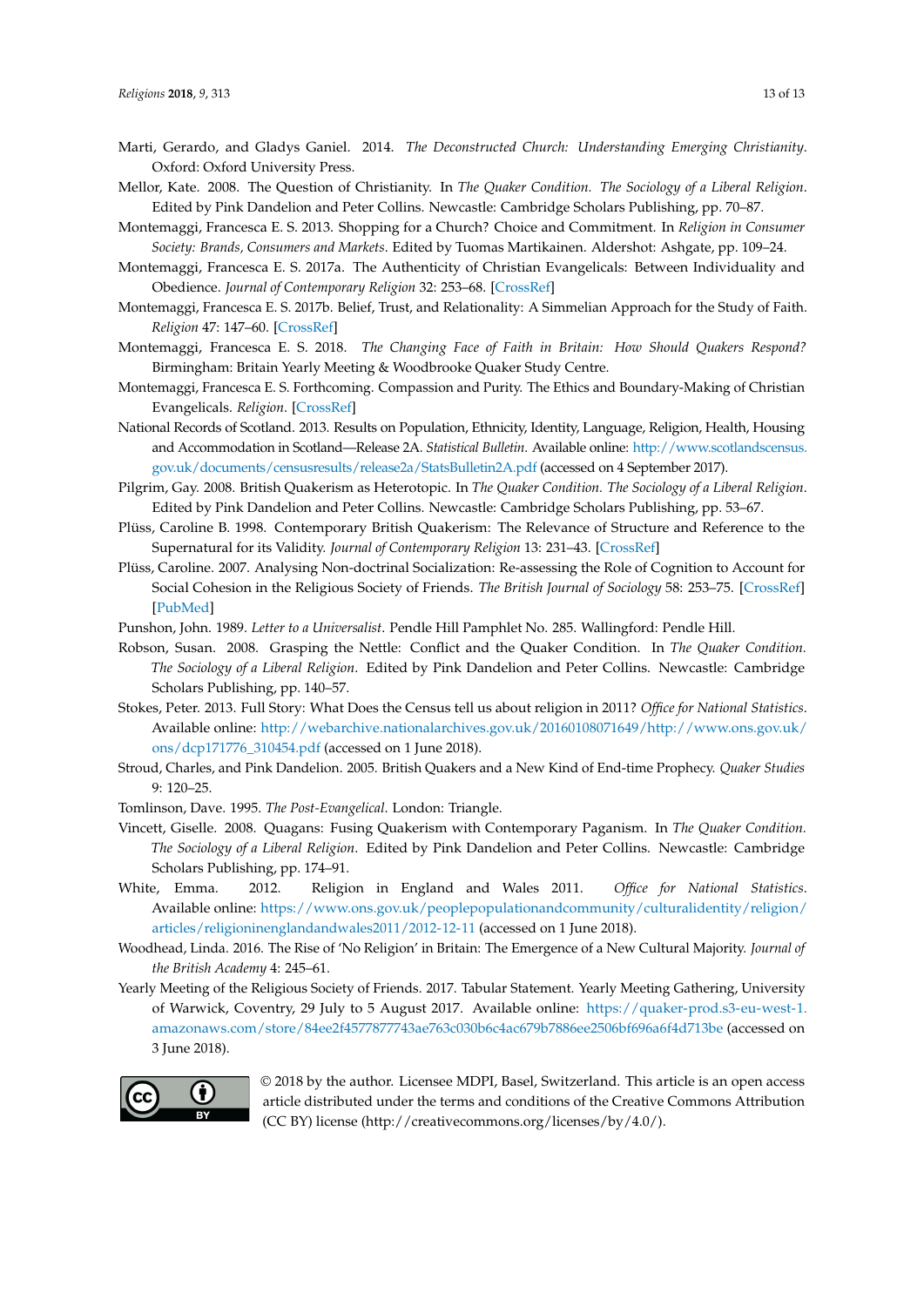Marti, Gerardo, and Gladys Ganiel. 2014. *The Deconstructed Church: Understanding Emerging Christianity*. Oxford: Oxford University Press.

Mellor, Kate. 2008. The Question of Christianity. In *The Quaker Condition. The Sociology of a Liberal Religion*. Edited by Pink Dandelion and Peter Collins. Newcastle: Cambridge Scholars Publishing, pp. 70–87.

Montemaggi, Francesca E. S. 2013. Shopping for a Church? Choice and Commitment. In *Religion in Consumer Society: Brands, Consumers and Markets*. Edited by Tuomas Martikainen. Aldershot: Ashgate, pp. 109–24.

Montemaggi, Francesca E. S. 2017a. The Authenticity of Christian Evangelicals: Between Individuality and Obedience. *Journal of Contemporary Religion* 32: 253–68. [CrossRef]

Montemaggi, Francesca E. S. 2017b. Belief, Trust, and Relationality: A Simmelian Approach for the Study of Faith. *Religion* 47: 147–60. [CrossRef]

Montemaggi, Francesca E. S. 2018. *The Changing Face of Faith in Britain: How Should Quakers Respond?* Birmingham: Britain Yearly Meeting & Woodbrooke Quaker Study Centre.

Montemaggi, Francesca E. S. Forthcoming. Compassion and Purity. The Ethics and Boundary-Making of Christian Evangelicals. *Religion*. [CrossRef]

National Records of Scotland. 2013. Results on Population, Ethnicity, Identity, Language, Religion, Health, Housing and Accommodation in Scotland—Release 2A. *Statistical Bulletin*. Available online: http://www.scotlandscensus.gov.uk/documents/censusresults/release2a/StatsBulletin2A.pdf (accessed on 4 September 2017).

Pilgrim, Gay. 2008. British Quakerism as Heterotopic. In *The Quaker Condition. The Sociology of a Liberal Religion*. Edited by Pink Dandelion and Peter Collins. Newcastle: Cambridge Scholars Publishing, pp. 53–67.

Plüss, Caroline B. 1998. Contemporary British Quakerism: The Relevance of Structure and Reference to the Supernatural for its Validity. *Journal of Contemporary Religion* 13: 231–43. [CrossRef]

Plüss, Caroline. 2007. Analysing Non-doctrinal Socialization: Re-assessing the Role of Cognition to Account for Social Cohesion in the Religious Society of Friends. *The British Journal of Sociology* 58: 253–75. [CrossRef] [PubMed]

Punshon, John. 1989. *Letter to a Universalist*. Pendle Hill Pamphlet No. 285. Wallingford: Pendle Hill.

Robson, Susan. 2008. Grasping the Nettle: Conflict and the Quaker Condition. In *The Quaker Condition. The Sociology of a Liberal Religion*. Edited by Pink Dandelion and Peter Collins. Newcastle: Cambridge Scholars Publishing, pp. 140–57.

Stokes, Peter. 2013. Full Story: What Does the Census tell us about religion in 2011? *Office for National Statistics*. Available online: http://webarchive.nationalarchives.gov.uk/20160108071649/http://www.ons.gov.uk/ons/dcp171776_310454.pdf (accessed on 1 June 2018).

Stroud, Charles, and Pink Dandelion. 2005. British Quakers and a New Kind of End-time Prophecy. *Quaker Studies* 9: 120–25.

Tomlinson, Dave. 1995. *The Post-Evangelical*. London: Triangle.

Vincett, Giselle. 2008. Quagans: Fusing Quakerism with Contemporary Paganism. In *The Quaker Condition. The Sociology of a Liberal Religion*. Edited by Pink Dandelion and Peter Collins. Newcastle: Cambridge Scholars Publishing, pp. 174–91.

White, Emma. 2012. Religion in England and Wales 2011. *Office for National Statistics*. Available online: https://www.ons.gov.uk/peoplepopulationandcommunity/culturalidentity/religion/articles/religioninenglandandwales2011/2012-12-11 (accessed on 1 June 2018).

Woodhead, Linda. 2016. The Rise of 'No Religion' in Britain: The Emergence of a New Cultural Majority. *Journal of the British Academy* 4: 245–61.

Yearly Meeting of the Religious Society of Friends. 2017. Tabular Statement. Yearly Meeting Gathering, University of Warwick, Coventry, 29 July to 5 August 2017. Available online: https://quaker-prod.s3-eu-west-1.amazonaws.com/store/84ee2f4577877743ae763c030b6c4ac679b7886ee2506bf696a6f4d713be (accessed on 3 June 2018).

© 2018 by the author. Licensee MDPI, Basel, Switzerland. This article is an open access article distributed under the terms and conditions of the Creative Commons Attribution (CC BY) license (http://creativecommons.org/licenses/by/4.0/).